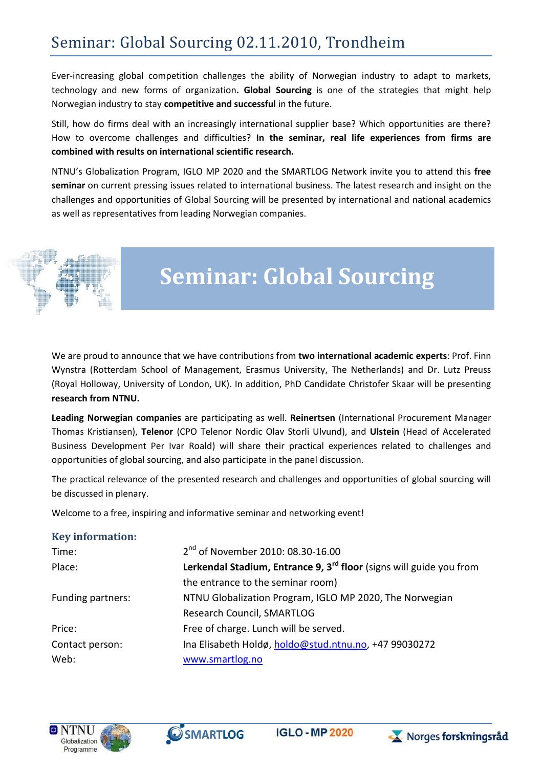# Seminar: Global Sourcing 02.11.2010, Trondheim

Ever-increasing global competition challenges the ability of Norwegian industry to adapt to markets, technology and new forms of organization**. Global Sourcing** is one of the strategies that might help Norwegian industry to stay **competitive and successful** in the future.

Still, how do firms deal with an increasingly international supplier base? Which opportunities are there? How to overcome challenges and difficulties? **In the seminar, real life experiences from firms are combined with results on international scientific research.**

NTNU's Globalization Program, IGLO MP 2020 and the SMARTLOG Network invite you to attend this **free seminar** on current pressing issues related to international business. The latest research and insight on the challenges and opportunities of Global Sourcing will be presented by international and national academics as well as representatives from leading Norwegian companies.

## Seminar: Global Sourcing

We are proud to announce that we have contributions from **two international academic experts**: Prof. Finn Wynstra (Rotterdam School of Management, Erasmus University, The Netherlands) and Dr. Lutz Preuss (Royal Holloway, University of London, UK). In addition, PhD Candidate Christofer Skaar will be presenting **research from NTNU.**

**Leading Norwegian companies** are participating as well. **Reinertsen** (International Procurement Manager Thomas Kristiansen), **Telenor** (CPO Telenor Nordic Olav Storli Ulvund), and **Ulstein** (Head of Accelerated Business Development Per Ivar Roald) will share their practical experiences related to challenges and opportunities of global sourcing, and also participate in the panel discussion.

The practical relevance of the presented research and challenges and opportunities of global sourcing will be discussed in plenary.

Welcome to a free, inspiring and informative seminar and networking event!

### Key information:

| | |
|---|---|
| Time: | 2nd of November 2010: 08.30-16.00 |
| Place: | **Lerkendal Stadium, Entrance 9, 3rd floor** (signs will guide you from the entrance to the seminar room) |
| Funding partners: | NTNU Globalization Program, IGLO MP 2020, The Norwegian Research Council, SMARTLOG |
| Price: | Free of charge. Lunch will be served. |
| Contact person: | Ina Elisabeth Holdø, holdo@stud.ntnu.no, +47 99030272 |
| Web: | www.smartlog.no |

NTNU Globalization Programme | SMARTLOG | IGLO - MP 2020 | Norges forskningsråd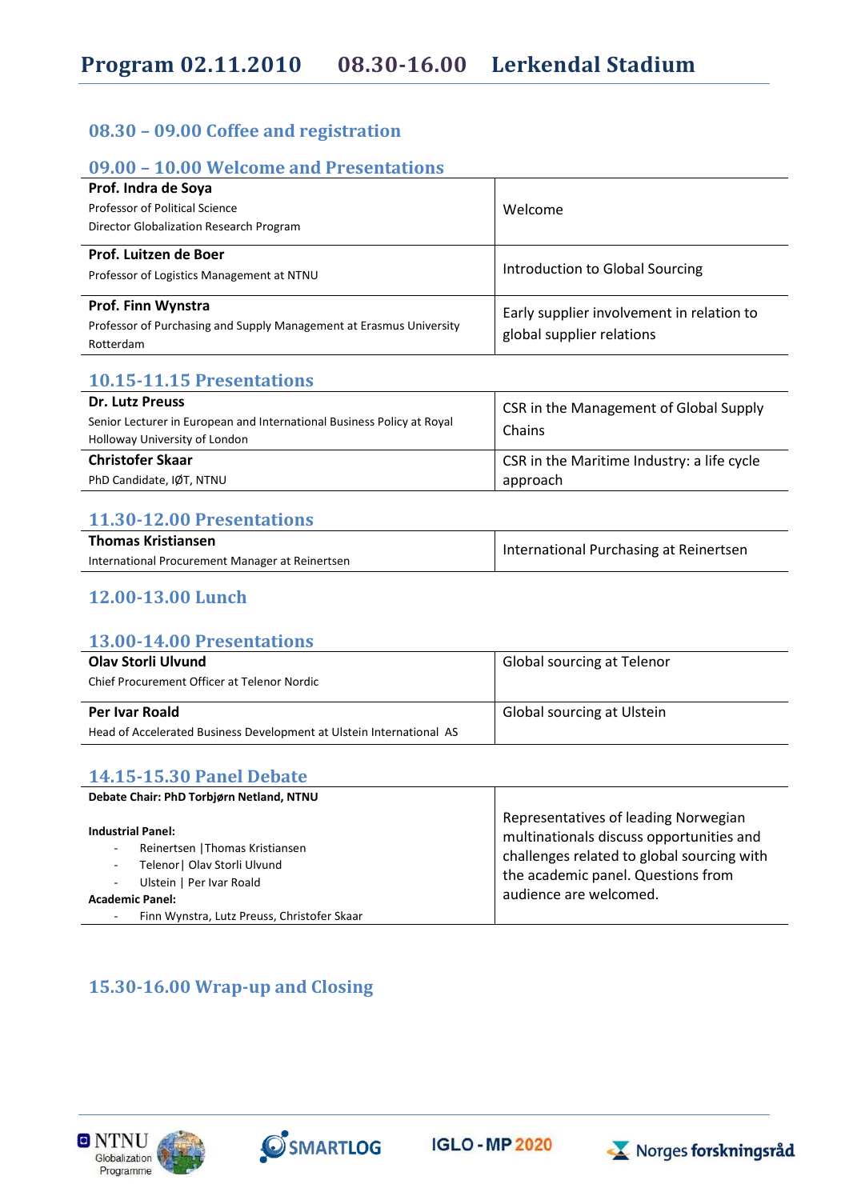# Program 02.11.2010 08.30-16.00 Lerkendal Stadium

## 08.30 – 09.00 Coffee and registration

## 09.00 – 10.00 Welcome and Presentations

| | |
|---|---|
| **Prof. Indra de Soya**<br>Professor of Political Science<br>Director Globalization Research Program | Welcome |
| **Prof. Luitzen de Boer**<br>Professor of Logistics Management at NTNU | Introduction to Global Sourcing |
| **Prof. Finn Wynstra**<br>Professor of Purchasing and Supply Management at Erasmus University Rotterdam | Early supplier involvement in relation to global supplier relations |

## 10.15-11.15 Presentations

| | |
|---|---|
| **Dr. Lutz Preuss**<br>Senior Lecturer in European and International Business Policy at Royal Holloway University of London | CSR in the Management of Global Supply Chains |
| **Christofer Skaar**<br>PhD Candidate, IØT, NTNU | CSR in the Maritime Industry: a life cycle approach |

## 11.30-12.00 Presentations

| | |
|---|---|
| **Thomas Kristiansen**<br>International Procurement Manager at Reinertsen | International Purchasing at Reinertsen |

## 12.00-13.00 Lunch

## 13.00-14.00 Presentations

| | |
|---|---|
| **Olav Storli Ulvund**<br>Chief Procurement Officer at Telenor Nordic | Global sourcing at Telenor |
| **Per Ivar Roald**<br>Head of Accelerated Business Development at Ulstein International AS | Global sourcing at Ulstein |

## 14.15-15.30 Panel Debate

| | |
|---|---|
| **Debate Chair: PhD Torbjørn Netland, NTNU**<br><br>**Industrial Panel:**<br>- Reinertsen \|Thomas Kristiansen<br>- Telenor\| Olav Storli Ulvund<br>- Ulstein \| Per Ivar Roald<br>**Academic Panel:**<br>- Finn Wynstra, Lutz Preuss, Christofer Skaar | Representatives of leading Norwegian multinationals discuss opportunities and challenges related to global sourcing with the academic panel. Questions from audience are welcomed. |

## 15.30-16.00 Wrap-up and Closing

NTNU Globalization Programme | SMARTLOG | IGLO-MP 2020 | Norges forskningsråd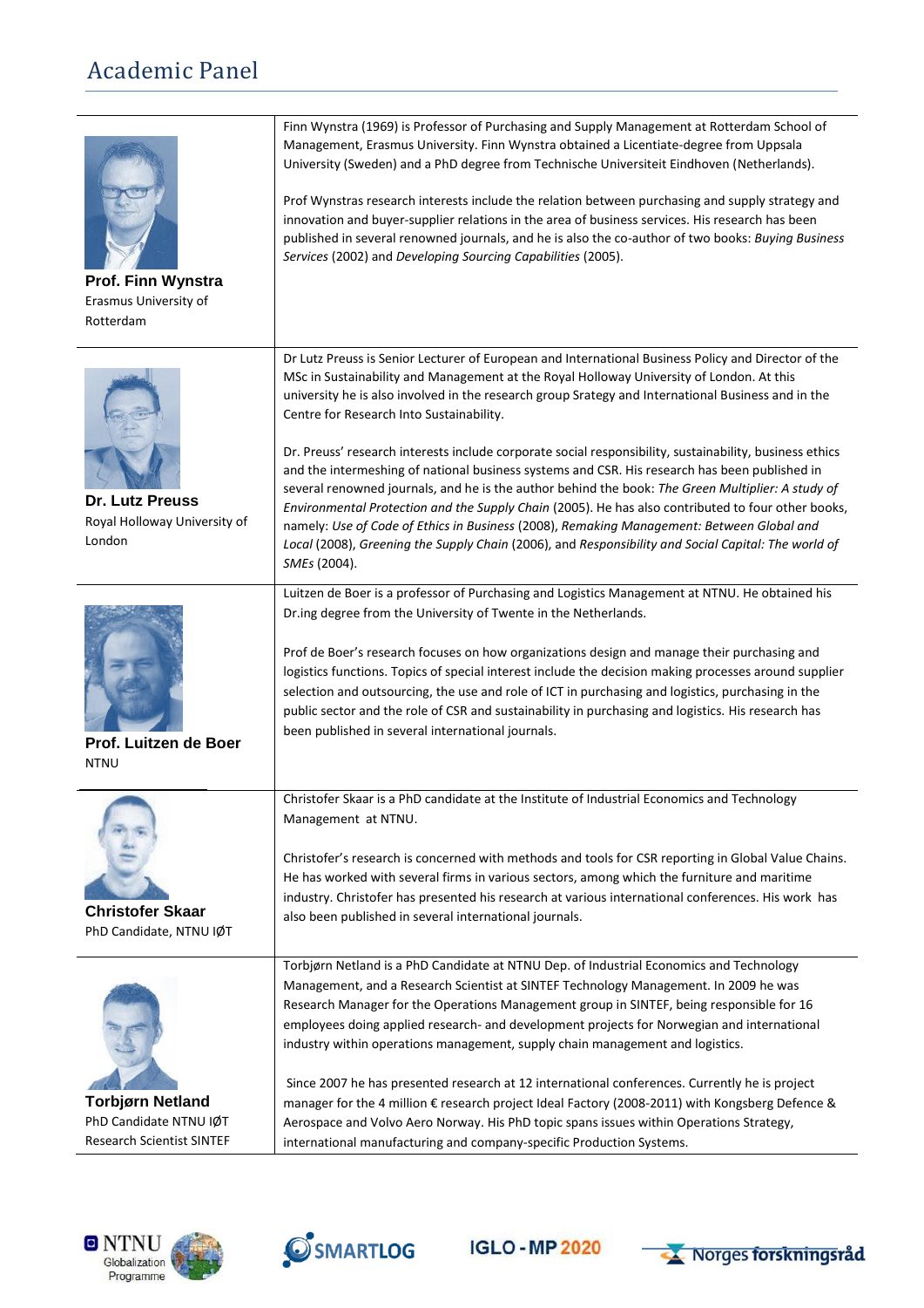# Academic Panel

| | |
|---|---|
| **Prof. Finn Wynstra**<br>Erasmus University of Rotterdam | Finn Wynstra (1969) is Professor of Purchasing and Supply Management at Rotterdam School of Management, Erasmus University. Finn Wynstra obtained a Licentiate-degree from Uppsala University (Sweden) and a PhD degree from Technische Universiteit Eindhoven (Netherlands).<br><br>Prof Wynstras research interests include the relation between purchasing and supply strategy and innovation and buyer-supplier relations in the area of business services. His research has been published in several renowned journals, and he is also the co-author of two books: *Buying Business Services* (2002) and *Developing Sourcing Capabilities* (2005). |
| **Dr. Lutz Preuss**<br>Royal Holloway University of London | Dr Lutz Preuss is Senior Lecturer of European and International Business Policy and Director of the MSc in Sustainability and Management at the Royal Holloway University of London. At this university he is also involved in the research group Srategy and International Business and in the Centre for Research Into Sustainability.<br><br>Dr. Preuss' research interests include corporate social responsibility, sustainability, business ethics and the intermeshing of national business systems and CSR. His research has been published in several renowned journals, and he is the author behind the book: *The Green Multiplier: A study of Environmental Protection and the Supply Chain* (2005). He has also contributed to four other books, namely: *Use of Code of Ethics in Business* (2008), *Remaking Management: Between Global and Local* (2008), *Greening the Supply Chain* (2006), and *Responsibility and Social Capital: The world of SMEs* (2004). |
| **Prof. Luitzen de Boer**<br>NTNU | Luitzen de Boer is a professor of Purchasing and Logistics Management at NTNU. He obtained his Dr.ing degree from the University of Twente in the Netherlands.<br><br>Prof de Boer's research focuses on how organizations design and manage their purchasing and logistics functions. Topics of special interest include the decision making processes around supplier selection and outsourcing, the use and role of ICT in purchasing and logistics, purchasing in the public sector and the role of CSR and sustainability in purchasing and logistics. His research has been published in several international journals. |
| **Christofer Skaar**<br>PhD Candidate, NTNU IØT | Christofer Skaar is a PhD candidate at the Institute of Industrial Economics and Technology Management at NTNU.<br><br>Christofer's research is concerned with methods and tools for CSR reporting in Global Value Chains. He has worked with several firms in various sectors, among which the furniture and maritime industry. Christofer has presented his research at various international conferences. His work has also been published in several international journals. |
| **Torbjørn Netland**<br>PhD Candidate NTNU IØT<br>Research Scientist SINTEF | Torbjørn Netland is a PhD Candidate at NTNU Dep. of Industrial Economics and Technology Management, and a Research Scientist at SINTEF Technology Management. In 2009 he was Research Manager for the Operations Management group in SINTEF, being responsible for 16 employees doing applied research- and development projects for Norwegian and international industry within operations management, supply chain management and logistics.<br><br>Since 2007 he has presented research at 12 international conferences. Currently he is project manager for the 4 million € research project Ideal Factory (2008-2011) with Kongsberg Defence & Aerospace and Volvo Aero Norway. His PhD topic spans issues within Operations Strategy, international manufacturing and company-specific Production Systems. |

NTNU Globalization Programme | SMARTLOG | IGLO-MP 2020 | Norges forskningsråd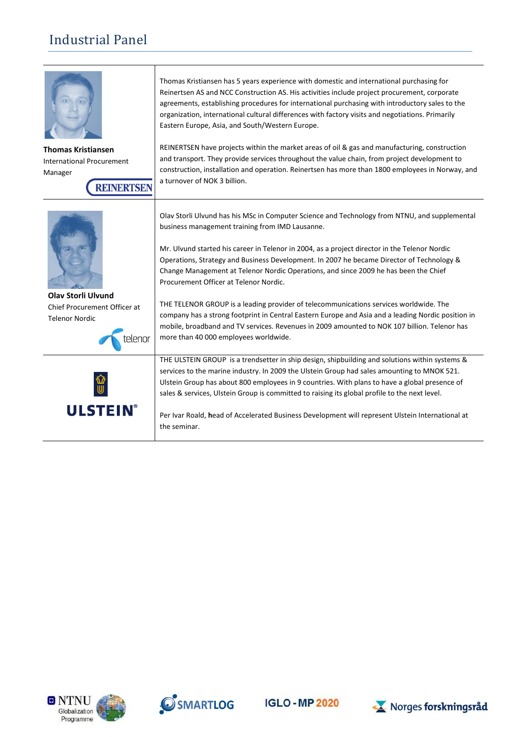# Industrial Panel

| | |
|---|---|
| **Thomas Kristiansen**<br>International Procurement Manager<br>REINERTSEN | Thomas Kristiansen has 5 years experience with domestic and international purchasing for Reinertsen AS and NCC Construction AS. His activities include project procurement, corporate agreements, establishing procedures for international purchasing with introductory sales to the organization, international cultural differences with factory visits and negotiations. Primarily Eastern Europe, Asia, and South/Western Europe.<br><br>REINERTSEN have projects within the market areas of oil & gas and manufacturing, construction and transport. They provide services throughout the value chain, from project development to construction, installation and operation. Reinertsen has more than 1800 employees in Norway, and a turnover of NOK 3 billion. |
| **Olav Storli Ulvund**<br>Chief Procurement Officer at Telenor Nordic<br>telenor | Olav Storli Ulvund has his MSc in Computer Science and Technology from NTNU, and supplemental business management training from IMD Lausanne.<br><br>Mr. Ulvund started his career in Telenor in 2004, as a project director in the Telenor Nordic Operations, Strategy and Business Development. In 2007 he became Director of Technology & Change Management at Telenor Nordic Operations, and since 2009 he has been the Chief Procurement Officer at Telenor Nordic.<br><br>THE TELENOR GROUP is a leading provider of telecommunications services worldwide. The company has a strong footprint in Central Eastern Europe and Asia and a leading Nordic position in mobile, broadband and TV services. Revenues in 2009 amounted to NOK 107 billion. Telenor has more than 40 000 employees worldwide. |
| ULSTEIN® | THE ULSTEIN GROUP is a trendsetter in ship design, shipbuilding and solutions within systems & services to the marine industry. In 2009 the Ulstein Group had sales amounting to MNOK 521. Ulstein Group has about 800 employees in 9 countries. With plans to have a global presence of sales & services, Ulstein Group is committed to raising its global profile to the next level.<br><br>Per Ivar Roald, **h**ead of Accelerated Business Development will represent Ulstein International at the seminar. |

NTNU Globalization Programme SMARTLOG IGLO - MP 2020 Norges forskningsråd